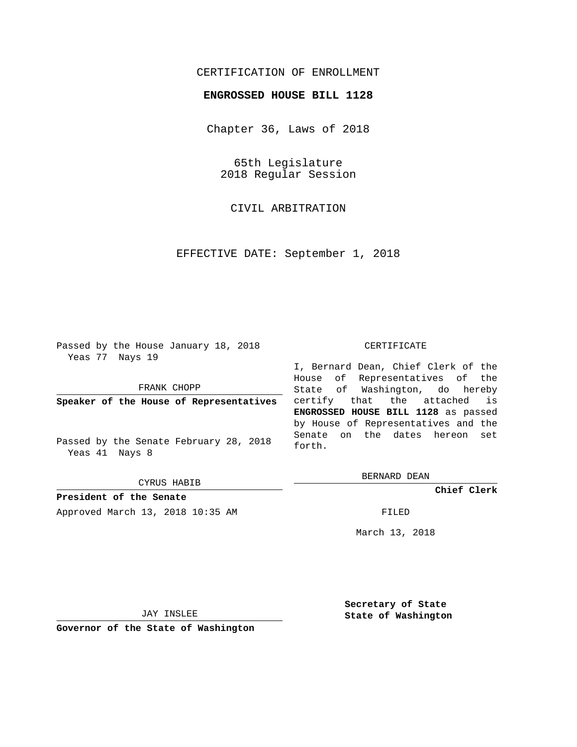CERTIFICATION OF ENROLLMENT

**ENGROSSED HOUSE BILL 1128**

Chapter 36, Laws of 2018

65th Legislature
2018 Regular Session

CIVIL ARBITRATION

EFFECTIVE DATE: September 1, 2018

Passed by the House January 18, 2018
Yeas 77 Nays 19

FRANK CHOPP

**Speaker of the House of Representatives**

Passed by the Senate February 28, 2018
Yeas 41 Nays 8

CYRUS HABIB

**President of the Senate**

Approved March 13, 2018 10:35 AM

JAY INSLEE

**Governor of the State of Washington**

CERTIFICATE

I, Bernard Dean, Chief Clerk of the House of Representatives of the State of Washington, do hereby certify that the attached is **ENGROSSED HOUSE BILL 1128** as passed by House of Representatives and the Senate on the dates hereon set forth.

BERNARD DEAN

**Chief Clerk**

FILED

March 13, 2018

**Secretary of State**
**State of Washington**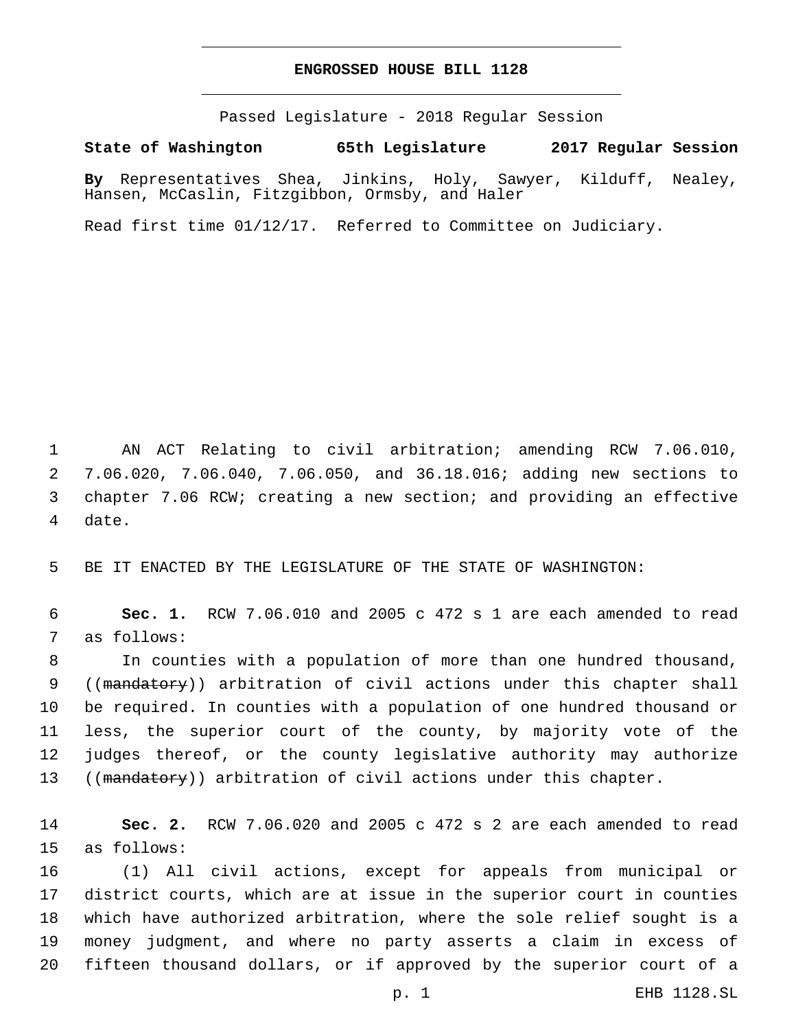**ENGROSSED HOUSE BILL 1128**

Passed Legislature - 2018 Regular Session

**State of Washington 65th Legislature 2017 Regular Session**

**By** Representatives Shea, Jinkins, Holy, Sawyer, Kilduff, Nealey, Hansen, McCaslin, Fitzgibbon, Ormsby, and Haler

Read first time 01/12/17. Referred to Committee on Judiciary.

AN ACT Relating to civil arbitration; amending RCW 7.06.010, 7.06.020, 7.06.040, 7.06.050, and 36.18.016; adding new sections to chapter 7.06 RCW; creating a new section; and providing an effective date.

BE IT ENACTED BY THE LEGISLATURE OF THE STATE OF WASHINGTON:

**Sec. 1.** RCW 7.06.010 and 2005 c 472 s 1 are each amended to read as follows:

In counties with a population of more than one hundred thousand, ((~~mandatory~~)) arbitration of civil actions under this chapter shall be required. In counties with a population of one hundred thousand or less, the superior court of the county, by majority vote of the judges thereof, or the county legislative authority may authorize ((~~mandatory~~)) arbitration of civil actions under this chapter.

**Sec. 2.** RCW 7.06.020 and 2005 c 472 s 2 are each amended to read as follows:

(1) All civil actions, except for appeals from municipal or district courts, which are at issue in the superior court in counties which have authorized arbitration, where the sole relief sought is a money judgment, and where no party asserts a claim in excess of fifteen thousand dollars, or if approved by the superior court of a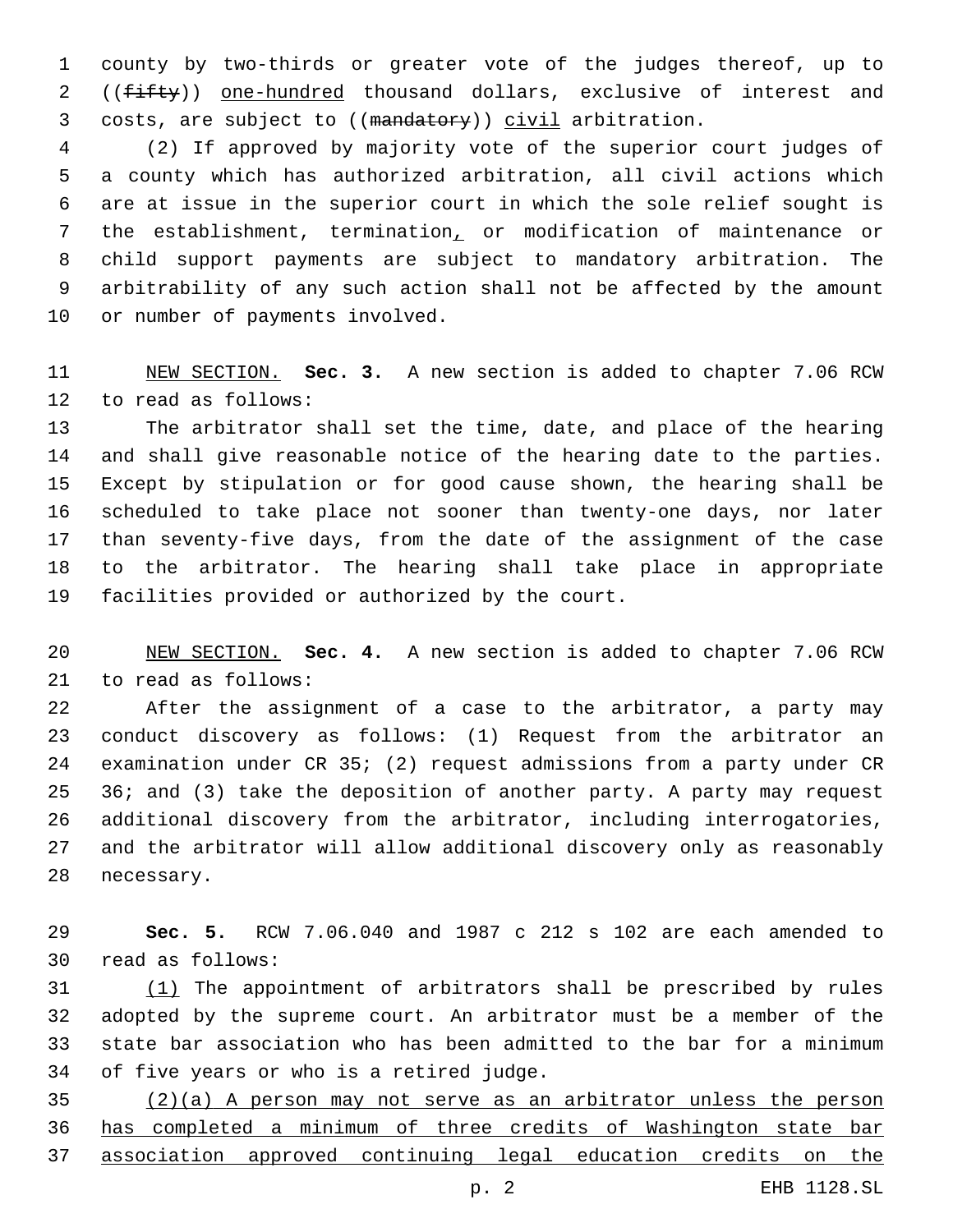county by two-thirds or greater vote of the judges thereof, up to ((~~fifty~~)) <u>one-hundred</u> thousand dollars, exclusive of interest and costs, are subject to ((~~mandatory~~)) <u>civil</u> arbitration.

(2) If approved by majority vote of the superior court judges of a county which has authorized arbitration, all civil actions which are at issue in the superior court in which the sole relief sought is the establishment, termination<u>,</u> or modification of maintenance or child support payments are subject to mandatory arbitration. The arbitrability of any such action shall not be affected by the amount or number of payments involved.

<u>NEW SECTION.</u> **Sec. 3.** A new section is added to chapter 7.06 RCW to read as follows:

The arbitrator shall set the time, date, and place of the hearing and shall give reasonable notice of the hearing date to the parties. Except by stipulation or for good cause shown, the hearing shall be scheduled to take place not sooner than twenty-one days, nor later than seventy-five days, from the date of the assignment of the case to the arbitrator. The hearing shall take place in appropriate facilities provided or authorized by the court.

<u>NEW SECTION.</u> **Sec. 4.** A new section is added to chapter 7.06 RCW to read as follows:

After the assignment of a case to the arbitrator, a party may conduct discovery as follows: (1) Request from the arbitrator an examination under CR 35; (2) request admissions from a party under CR 36; and (3) take the deposition of another party. A party may request additional discovery from the arbitrator, including interrogatories, and the arbitrator will allow additional discovery only as reasonably necessary.

**Sec. 5.** RCW 7.06.040 and 1987 c 212 s 102 are each amended to read as follows:

<u>(1)</u> The appointment of arbitrators shall be prescribed by rules adopted by the supreme court. An arbitrator must be a member of the state bar association who has been admitted to the bar for a minimum of five years or who is a retired judge.

<u>(2)(a) A person may not serve as an arbitrator unless the person has completed a minimum of three credits of Washington state bar association approved continuing legal education credits on the</u>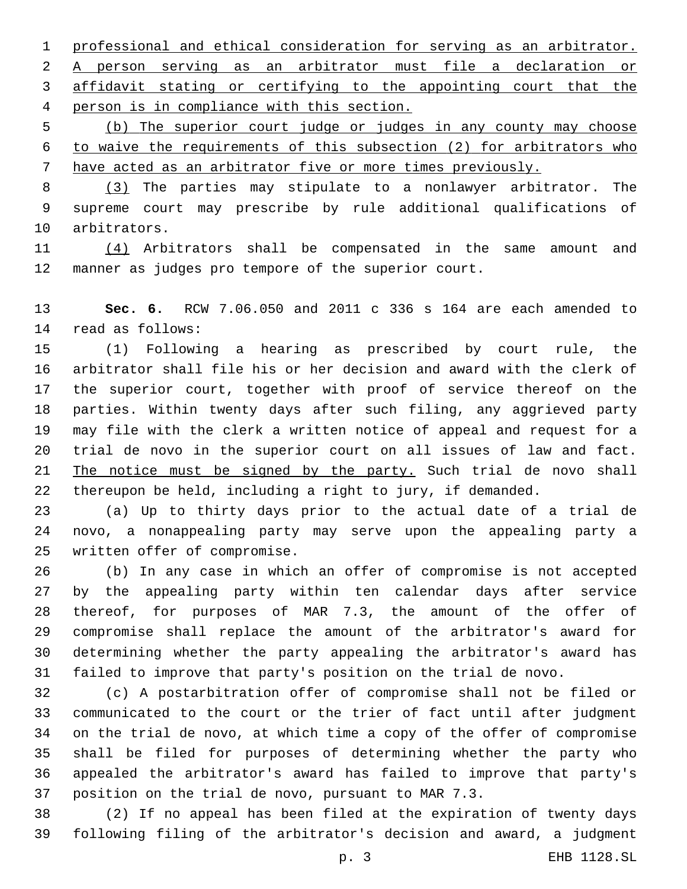professional and ethical consideration for serving as an arbitrator. A person serving as an arbitrator must file a declaration or affidavit stating or certifying to the appointing court that the person is in compliance with this section.

(b) The superior court judge or judges in any county may choose to waive the requirements of this subsection (2) for arbitrators who have acted as an arbitrator five or more times previously.

(3) The parties may stipulate to a nonlawyer arbitrator. The supreme court may prescribe by rule additional qualifications of arbitrators.

(4) Arbitrators shall be compensated in the same amount and manner as judges pro tempore of the superior court.

**Sec. 6.** RCW 7.06.050 and 2011 c 336 s 164 are each amended to read as follows:

(1) Following a hearing as prescribed by court rule, the arbitrator shall file his or her decision and award with the clerk of the superior court, together with proof of service thereof on the parties. Within twenty days after such filing, any aggrieved party may file with the clerk a written notice of appeal and request for a trial de novo in the superior court on all issues of law and fact. The notice must be signed by the party. Such trial de novo shall thereupon be held, including a right to jury, if demanded.

(a) Up to thirty days prior to the actual date of a trial de novo, a nonappealing party may serve upon the appealing party a written offer of compromise.

(b) In any case in which an offer of compromise is not accepted by the appealing party within ten calendar days after service thereof, for purposes of MAR 7.3, the amount of the offer of compromise shall replace the amount of the arbitrator's award for determining whether the party appealing the arbitrator's award has failed to improve that party's position on the trial de novo.

(c) A postarbitration offer of compromise shall not be filed or communicated to the court or the trier of fact until after judgment on the trial de novo, at which time a copy of the offer of compromise shall be filed for purposes of determining whether the party who appealed the arbitrator's award has failed to improve that party's position on the trial de novo, pursuant to MAR 7.3.

(2) If no appeal has been filed at the expiration of twenty days following filing of the arbitrator's decision and award, a judgment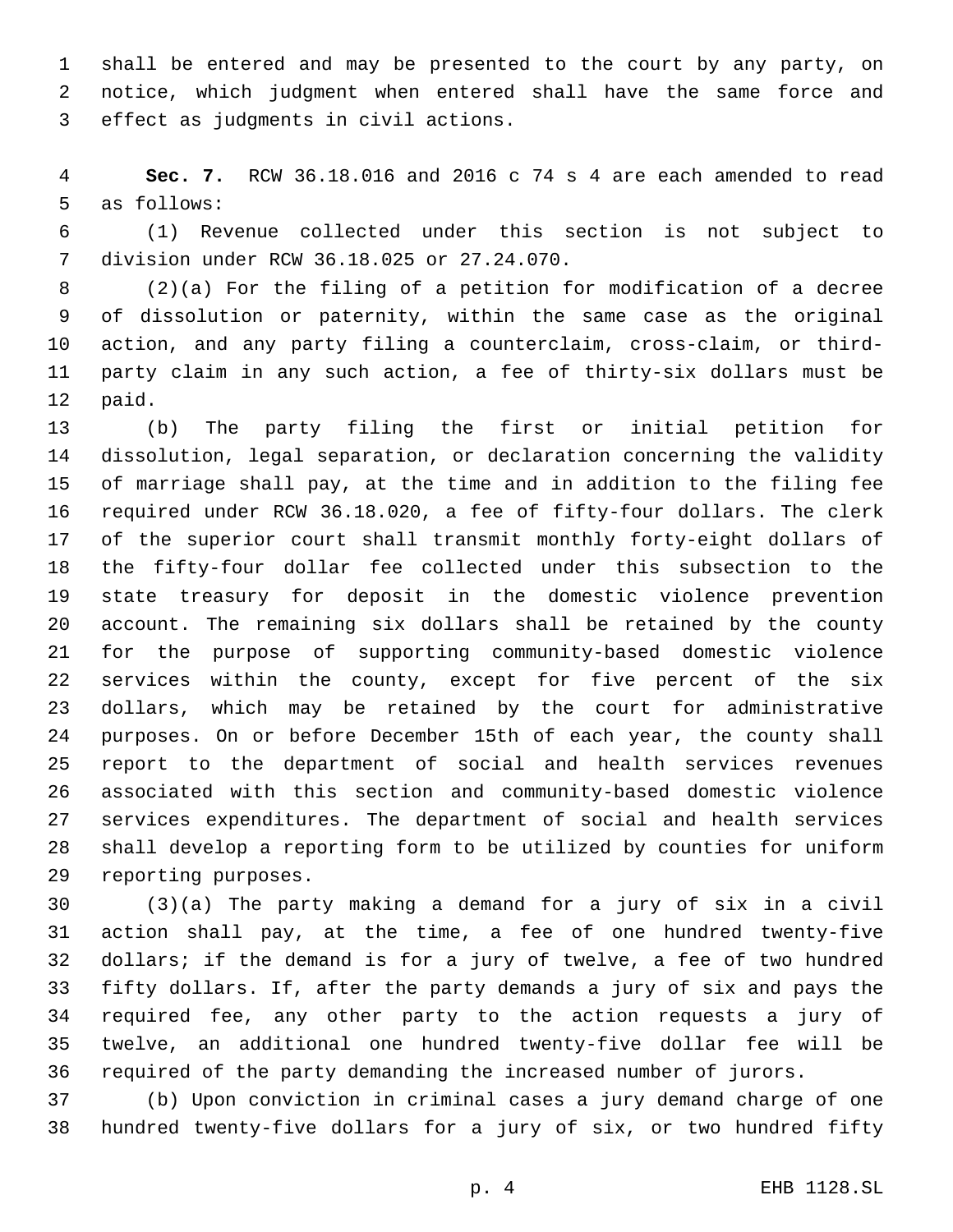shall be entered and may be presented to the court by any party, on notice, which judgment when entered shall have the same force and effect as judgments in civil actions.

**Sec. 7.** RCW 36.18.016 and 2016 c 74 s 4 are each amended to read as follows:

(1) Revenue collected under this section is not subject to division under RCW 36.18.025 or 27.24.070.

(2)(a) For the filing of a petition for modification of a decree of dissolution or paternity, within the same case as the original action, and any party filing a counterclaim, cross-claim, or third-party claim in any such action, a fee of thirty-six dollars must be paid.

(b) The party filing the first or initial petition for dissolution, legal separation, or declaration concerning the validity of marriage shall pay, at the time and in addition to the filing fee required under RCW 36.18.020, a fee of fifty-four dollars. The clerk of the superior court shall transmit monthly forty-eight dollars of the fifty-four dollar fee collected under this subsection to the state treasury for deposit in the domestic violence prevention account. The remaining six dollars shall be retained by the county for the purpose of supporting community-based domestic violence services within the county, except for five percent of the six dollars, which may be retained by the court for administrative purposes. On or before December 15th of each year, the county shall report to the department of social and health services revenues associated with this section and community-based domestic violence services expenditures. The department of social and health services shall develop a reporting form to be utilized by counties for uniform reporting purposes.

(3)(a) The party making a demand for a jury of six in a civil action shall pay, at the time, a fee of one hundred twenty-five dollars; if the demand is for a jury of twelve, a fee of two hundred fifty dollars. If, after the party demands a jury of six and pays the required fee, any other party to the action requests a jury of twelve, an additional one hundred twenty-five dollar fee will be required of the party demanding the increased number of jurors.

(b) Upon conviction in criminal cases a jury demand charge of one hundred twenty-five dollars for a jury of six, or two hundred fifty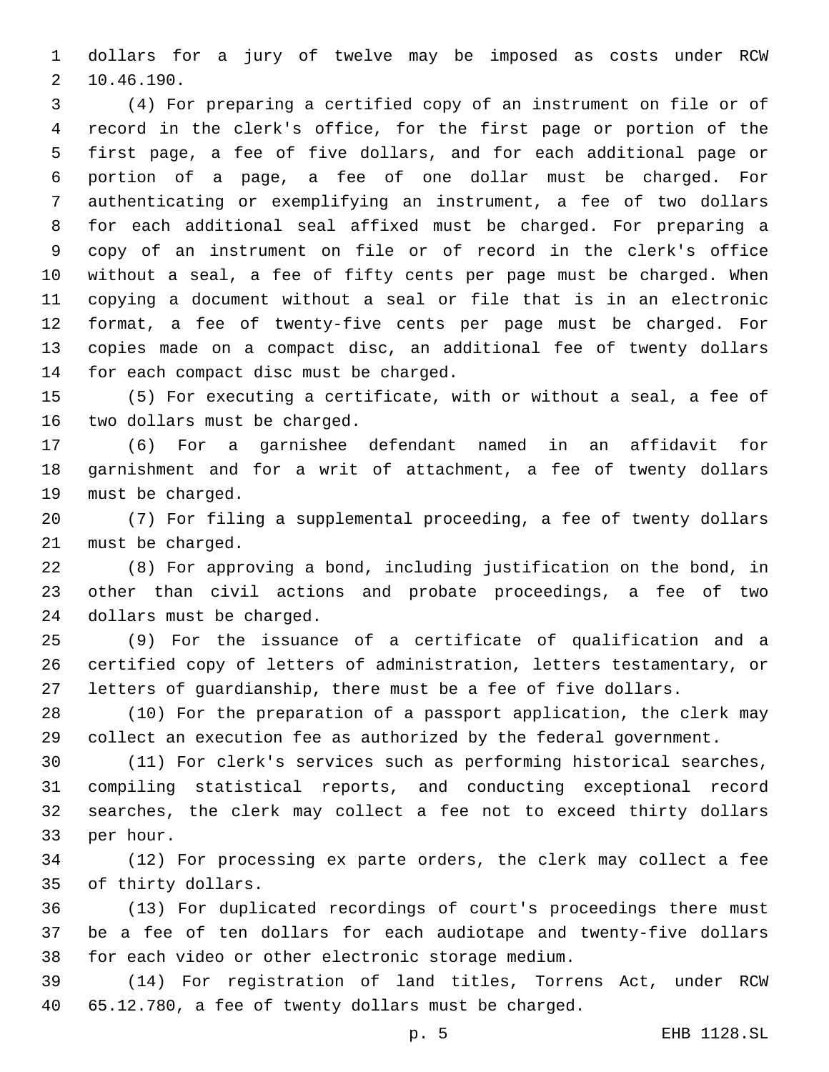dollars for a jury of twelve may be imposed as costs under RCW 10.46.190.

(4) For preparing a certified copy of an instrument on file or of record in the clerk's office, for the first page or portion of the first page, a fee of five dollars, and for each additional page or portion of a page, a fee of one dollar must be charged. For authenticating or exemplifying an instrument, a fee of two dollars for each additional seal affixed must be charged. For preparing a copy of an instrument on file or of record in the clerk's office without a seal, a fee of fifty cents per page must be charged. When copying a document without a seal or file that is in an electronic format, a fee of twenty-five cents per page must be charged. For copies made on a compact disc, an additional fee of twenty dollars for each compact disc must be charged.

(5) For executing a certificate, with or without a seal, a fee of two dollars must be charged.

(6) For a garnishee defendant named in an affidavit for garnishment and for a writ of attachment, a fee of twenty dollars must be charged.

(7) For filing a supplemental proceeding, a fee of twenty dollars must be charged.

(8) For approving a bond, including justification on the bond, in other than civil actions and probate proceedings, a fee of two dollars must be charged.

(9) For the issuance of a certificate of qualification and a certified copy of letters of administration, letters testamentary, or letters of guardianship, there must be a fee of five dollars.

(10) For the preparation of a passport application, the clerk may collect an execution fee as authorized by the federal government.

(11) For clerk's services such as performing historical searches, compiling statistical reports, and conducting exceptional record searches, the clerk may collect a fee not to exceed thirty dollars per hour.

(12) For processing ex parte orders, the clerk may collect a fee of thirty dollars.

(13) For duplicated recordings of court's proceedings there must be a fee of ten dollars for each audiotape and twenty-five dollars for each video or other electronic storage medium.

(14) For registration of land titles, Torrens Act, under RCW 65.12.780, a fee of twenty dollars must be charged.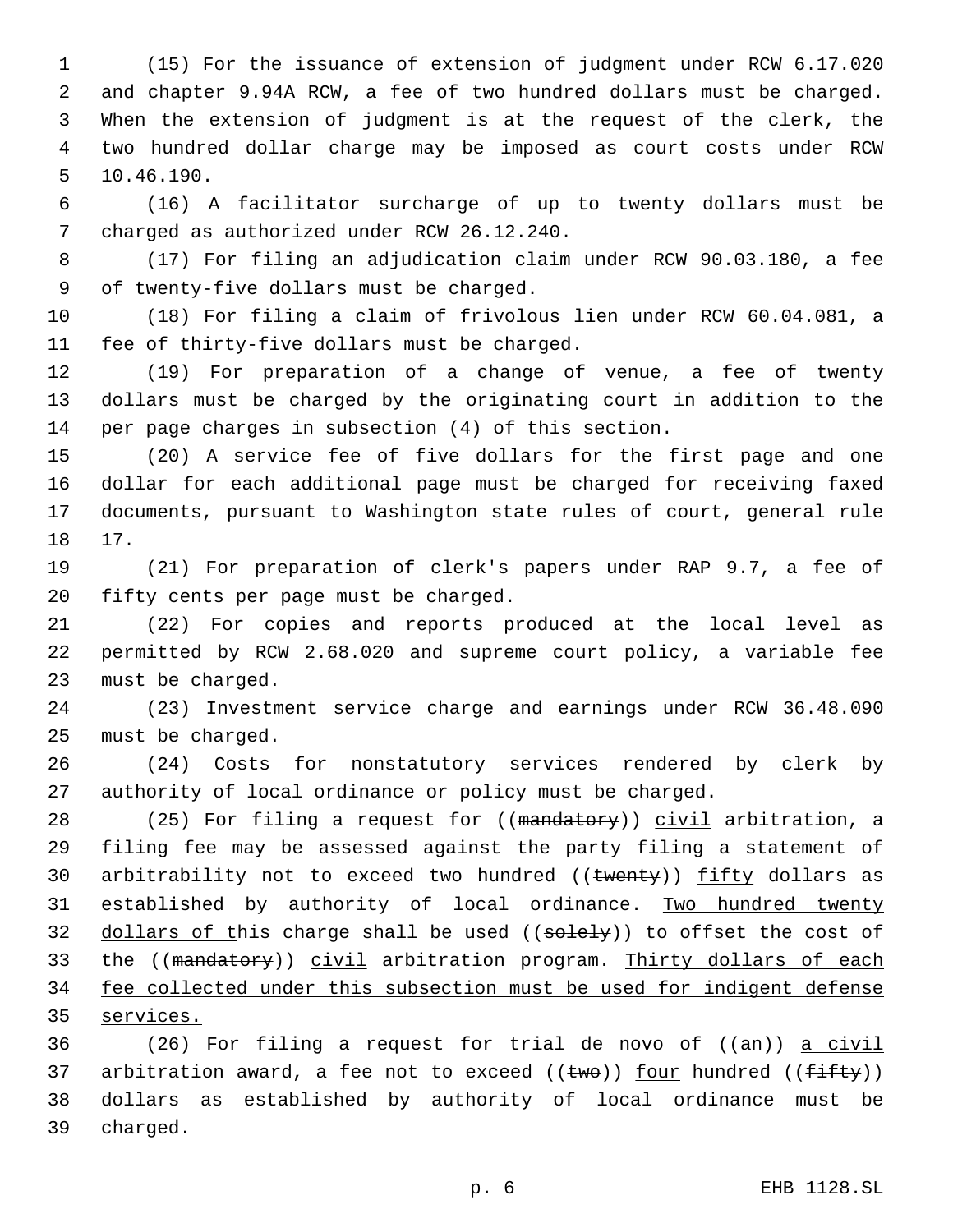(15) For the issuance of extension of judgment under RCW 6.17.020 and chapter 9.94A RCW, a fee of two hundred dollars must be charged. When the extension of judgment is at the request of the clerk, the two hundred dollar charge may be imposed as court costs under RCW 10.46.190.

(16) A facilitator surcharge of up to twenty dollars must be charged as authorized under RCW 26.12.240.

(17) For filing an adjudication claim under RCW 90.03.180, a fee of twenty-five dollars must be charged.

(18) For filing a claim of frivolous lien under RCW 60.04.081, a fee of thirty-five dollars must be charged.

(19) For preparation of a change of venue, a fee of twenty dollars must be charged by the originating court in addition to the per page charges in subsection (4) of this section.

(20) A service fee of five dollars for the first page and one dollar for each additional page must be charged for receiving faxed documents, pursuant to Washington state rules of court, general rule 17.

(21) For preparation of clerk's papers under RAP 9.7, a fee of fifty cents per page must be charged.

(22) For copies and reports produced at the local level as permitted by RCW 2.68.020 and supreme court policy, a variable fee must be charged.

(23) Investment service charge and earnings under RCW 36.48.090 must be charged.

(24) Costs for nonstatutory services rendered by clerk by authority of local ordinance or policy must be charged.

(25) For filing a request for ((~~mandatory~~)) <u>civil</u> arbitration, a filing fee may be assessed against the party filing a statement of arbitrability not to exceed two hundred ((~~twenty~~)) <u>fifty</u> dollars as established by authority of local ordinance. <u>Two hundred twenty dollars of t</u>his charge shall be used ((~~solely~~)) to offset the cost of the ((~~mandatory~~)) <u>civil</u> arbitration program. <u>Thirty dollars of each fee collected under this subsection must be used for indigent defense services.</u>

(26) For filing a request for trial de novo of ((~~an~~)) <u>a civil</u> arbitration award, a fee not to exceed ((~~two~~)) <u>four</u> hundred ((~~fifty~~)) dollars as established by authority of local ordinance must be charged.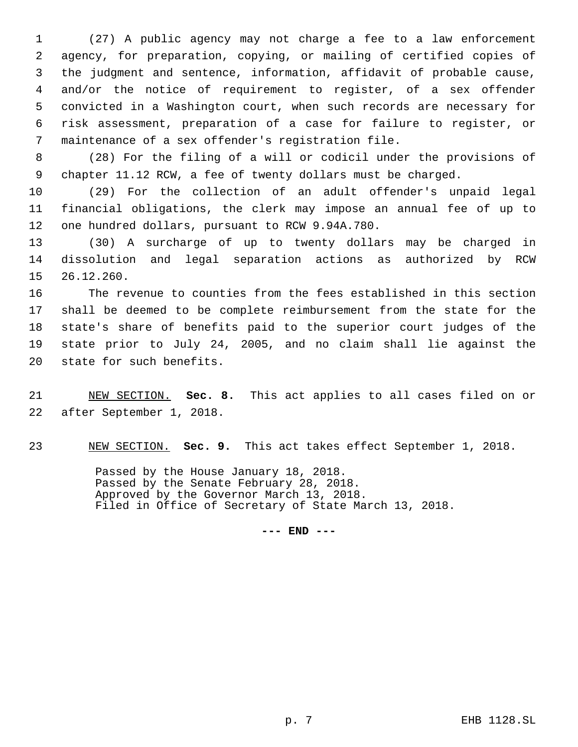(27) A public agency may not charge a fee to a law enforcement agency, for preparation, copying, or mailing of certified copies of the judgment and sentence, information, affidavit of probable cause, and/or the notice of requirement to register, of a sex offender convicted in a Washington court, when such records are necessary for risk assessment, preparation of a case for failure to register, or maintenance of a sex offender's registration file.

(28) For the filing of a will or codicil under the provisions of chapter 11.12 RCW, a fee of twenty dollars must be charged.

(29) For the collection of an adult offender's unpaid legal financial obligations, the clerk may impose an annual fee of up to one hundred dollars, pursuant to RCW 9.94A.780.

(30) A surcharge of up to twenty dollars may be charged in dissolution and legal separation actions as authorized by RCW 26.12.260.

The revenue to counties from the fees established in this section shall be deemed to be complete reimbursement from the state for the state's share of benefits paid to the superior court judges of the state prior to July 24, 2005, and no claim shall lie against the state for such benefits.

NEW SECTION. **Sec. 8.** This act applies to all cases filed on or after September 1, 2018.

NEW SECTION. **Sec. 9.** This act takes effect September 1, 2018.

Passed by the House January 18, 2018.
Passed by the Senate February 28, 2018.
Approved by the Governor March 13, 2018.
Filed in Office of Secretary of State March 13, 2018.

**--- END ---**